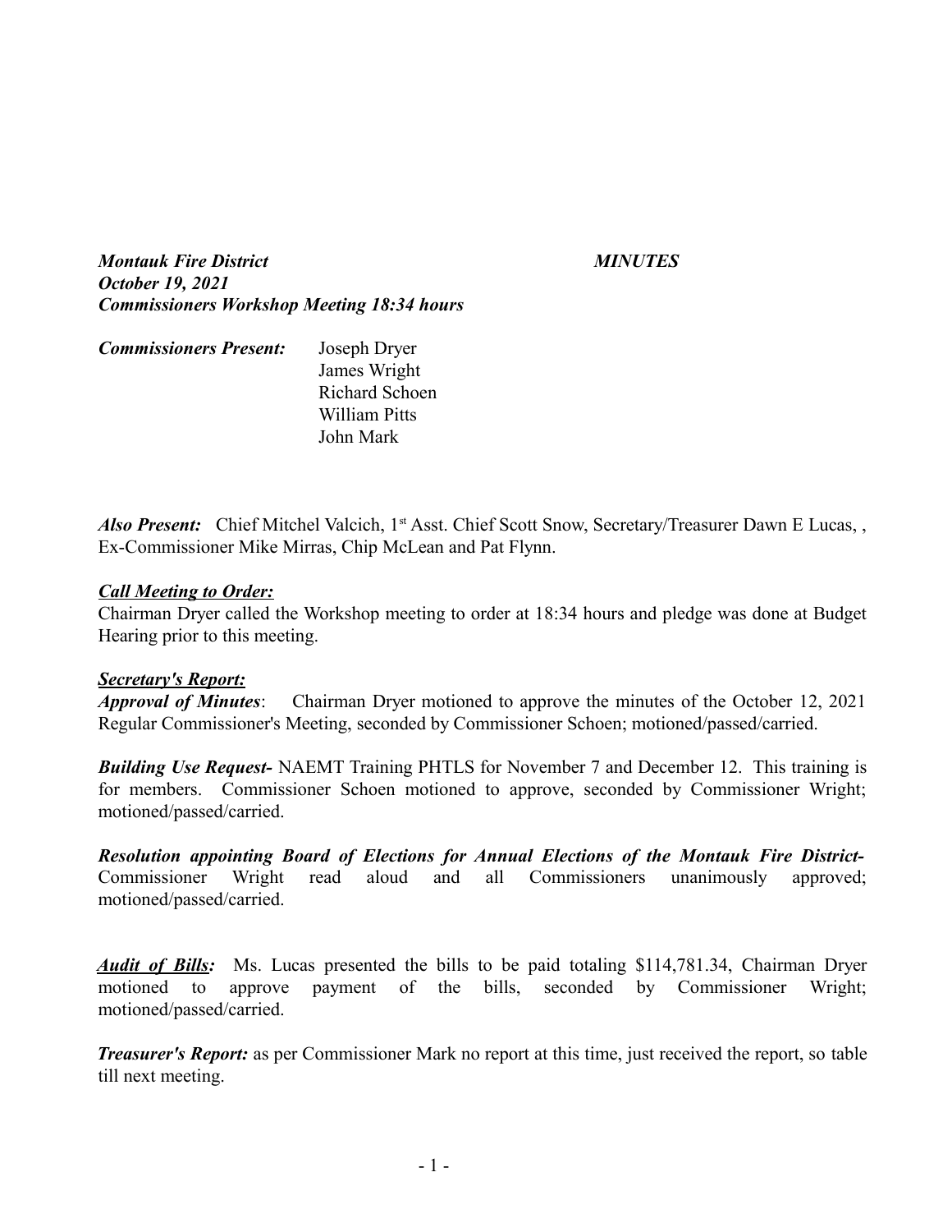***Montauk Fire District*** ***MINUTES***
***October 19, 2021***
***Commissioners Workshop Meeting 18:34 hours***

***Commissioners Present:*** Joseph Dryer
James Wright
Richard Schoen
William Pitts
John Mark

***Also Present:*** Chief Mitchel Valcich, 1st Asst. Chief Scott Snow, Secretary/Treasurer Dawn E Lucas, , Ex-Commissioner Mike Mirras, Chip McLean and Pat Flynn.

***<u>Call Meeting to Order:</u>***
Chairman Dryer called the Workshop meeting to order at 18:34 hours and pledge was done at Budget Hearing prior to this meeting.

***<u>Secretary's Report:</u>***
***Approval of Minutes***: Chairman Dryer motioned to approve the minutes of the October 12, 2021 Regular Commissioner's Meeting, seconded by Commissioner Schoen; motioned/passed/carried.

***Building Use Request-*** NAEMT Training PHTLS for November 7 and December 12. This training is for members. Commissioner Schoen motioned to approve, seconded by Commissioner Wright; motioned/passed/carried.

***Resolution appointing Board of Elections for Annual Elections of the Montauk Fire District-*** Commissioner Wright read aloud and all Commissioners unanimously approved; motioned/passed/carried.

***<u>Audit of Bills</u>:*** Ms. Lucas presented the bills to be paid totaling $114,781.34, Chairman Dryer motioned to approve payment of the bills, seconded by Commissioner Wright; motioned/passed/carried.

***Treasurer's Report:*** as per Commissioner Mark no report at this time, just received the report, so table till next meeting.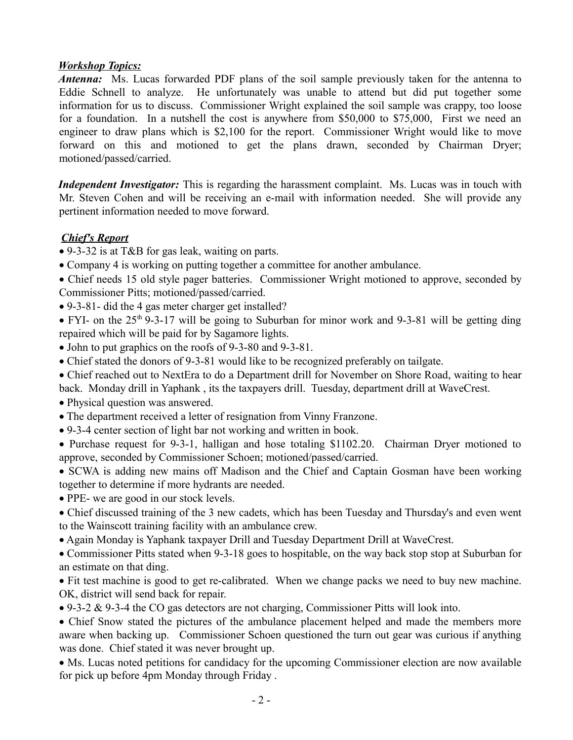***Workshop Topics:***

***Antenna:*** Ms. Lucas forwarded PDF plans of the soil sample previously taken for the antenna to Eddie Schnell to analyze. He unfortunately was unable to attend but did put together some information for us to discuss. Commissioner Wright explained the soil sample was crappy, too loose for a foundation. In a nutshell the cost is anywhere from $50,000 to $75,000, First we need an engineer to draw plans which is $2,100 for the report. Commissioner Wright would like to move forward on this and motioned to get the plans drawn, seconded by Chairman Dryer; motioned/passed/carried.

***Independent Investigator:*** This is regarding the harassment complaint. Ms. Lucas was in touch with Mr. Steven Cohen and will be receiving an e-mail with information needed. She will provide any pertinent information needed to move forward.

***Chief's Report***

- 9-3-32 is at T&B for gas leak, waiting on parts.
- Company 4 is working on putting together a committee for another ambulance.
- Chief needs 15 old style pager batteries. Commissioner Wright motioned to approve, seconded by Commissioner Pitts; motioned/passed/carried.
- 9-3-81- did the 4 gas meter charger get installed?
- FYI- on the 25th 9-3-17 will be going to Suburban for minor work and 9-3-81 will be getting ding repaired which will be paid for by Sagamore lights.
- John to put graphics on the roofs of 9-3-80 and 9-3-81.
- Chief stated the donors of 9-3-81 would like to be recognized preferably on tailgate.
- Chief reached out to NextEra to do a Department drill for November on Shore Road, waiting to hear back. Monday drill in Yaphank , its the taxpayers drill. Tuesday, department drill at WaveCrest.
- Physical question was answered.
- The department received a letter of resignation from Vinny Franzone.
- 9-3-4 center section of light bar not working and written in book.
- Purchase request for 9-3-1, halligan and hose totaling $1102.20. Chairman Dryer motioned to approve, seconded by Commissioner Schoen; motioned/passed/carried.
- SCWA is adding new mains off Madison and the Chief and Captain Gosman have been working together to determine if more hydrants are needed.
- PPE- we are good in our stock levels.
- Chief discussed training of the 3 new cadets, which has been Tuesday and Thursday's and even went to the Wainscott training facility with an ambulance crew.
- Again Monday is Yaphank taxpayer Drill and Tuesday Department Drill at WaveCrest.
- Commissioner Pitts stated when 9-3-18 goes to hospitable, on the way back stop stop at Suburban for an estimate on that ding.
- Fit test machine is good to get re-calibrated. When we change packs we need to buy new machine. OK, district will send back for repair.
- 9-3-2 & 9-3-4 the CO gas detectors are not charging, Commissioner Pitts will look into.
- Chief Snow stated the pictures of the ambulance placement helped and made the members more aware when backing up. Commissioner Schoen questioned the turn out gear was curious if anything was done. Chief stated it was never brought up.
- Ms. Lucas noted petitions for candidacy for the upcoming Commissioner election are now available for pick up before 4pm Monday through Friday .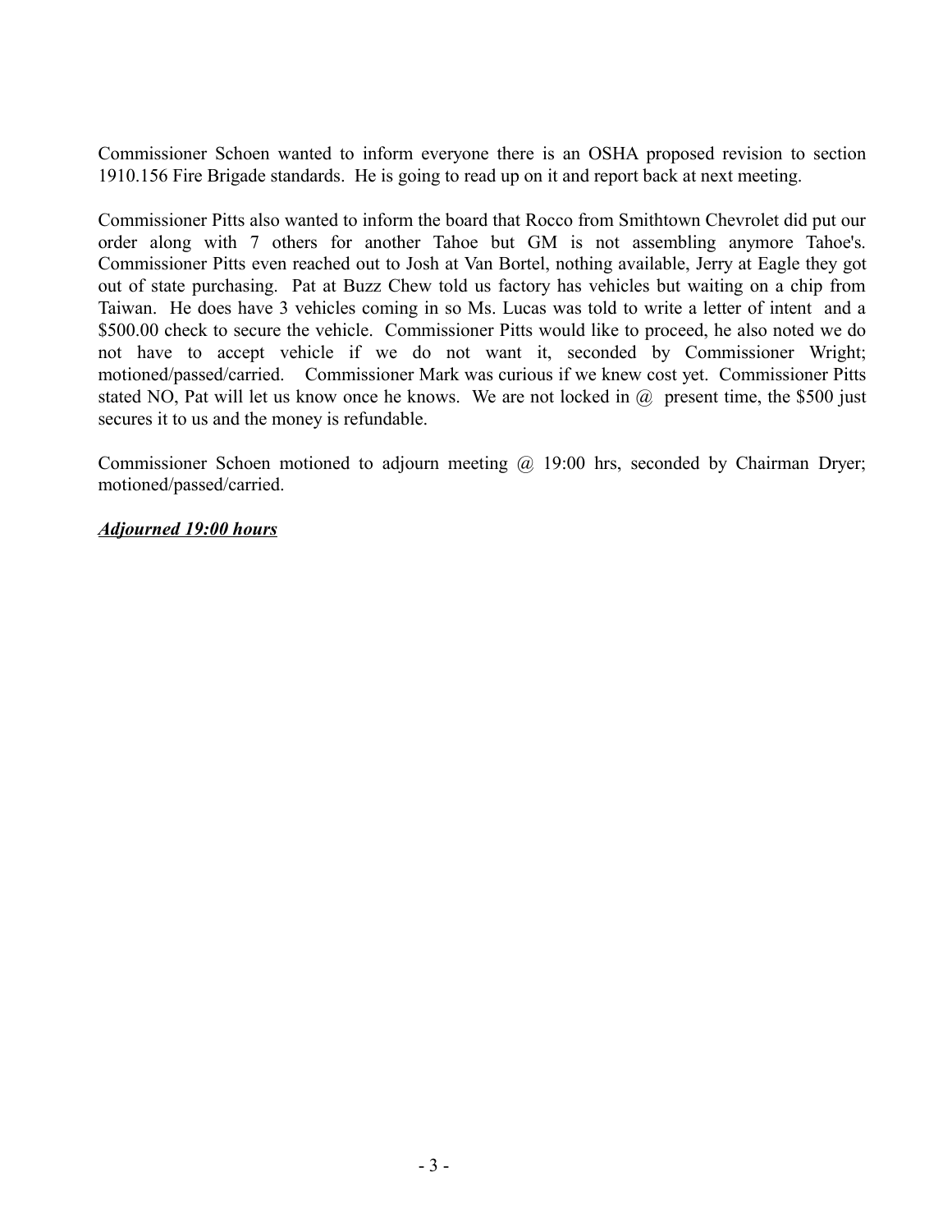Commissioner Schoen wanted to inform everyone there is an OSHA proposed revision to section 1910.156 Fire Brigade standards. He is going to read up on it and report back at next meeting.

Commissioner Pitts also wanted to inform the board that Rocco from Smithtown Chevrolet did put our order along with 7 others for another Tahoe but GM is not assembling anymore Tahoe's. Commissioner Pitts even reached out to Josh at Van Bortel, nothing available, Jerry at Eagle they got out of state purchasing. Pat at Buzz Chew told us factory has vehicles but waiting on a chip from Taiwan. He does have 3 vehicles coming in so Ms. Lucas was told to write a letter of intent and a $500.00 check to secure the vehicle. Commissioner Pitts would like to proceed, he also noted we do not have to accept vehicle if we do not want it, seconded by Commissioner Wright; motioned/passed/carried. Commissioner Mark was curious if we knew cost yet. Commissioner Pitts stated NO, Pat will let us know once he knows. We are not locked in @ present time, the $500 just secures it to us and the money is refundable.

Commissioner Schoen motioned to adjourn meeting @ 19:00 hrs, seconded by Chairman Dryer; motioned/passed/carried.

***Adjourned 19:00 hours***